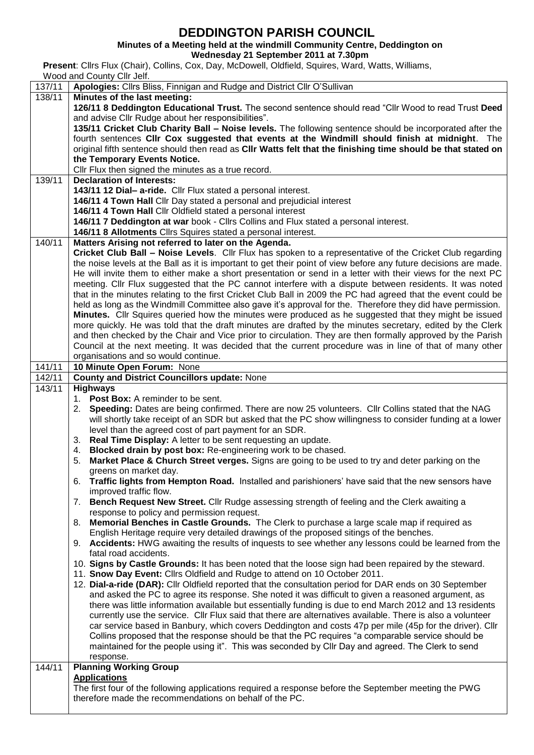# DEDDINGTON PARISH COUNCIL

**Minutes of a Meeting held at the windmill Community Centre, Deddington on Wednesday 21 September 2011 at 7.30pm**

**Present**: Cllrs Flux (Chair), Collins, Cox, Day, McDowell, Oldfield, Squires, Ward, Watts, Williams, Wood and County Cllr Jelf.

| | |
|---|---|
| 137/11 | **Apologies:** Cllrs Bliss, Finnigan and Rudge and District Cllr O'Sullivan |
| 138/11 | **Minutes of the last meeting:**<br>**126/11 8 Deddington Educational Trust.** The second sentence should read "Cllr Wood to read Trust **Deed** and advise Cllr Rudge about her responsibilities".<br>**135/11 Cricket Club Charity Ball – Noise levels.** The following sentence should be incorporated after the fourth sentences **Cllr Cox suggested that events at the Windmill should finish at midnight**. The original fifth sentence should then read as **Cllr Watts felt that the finishing time should be that stated on the Temporary Events Notice.**<br>Cllr Flux then signed the minutes as a true record. |
| 139/11 | **Declaration of Interests:**<br>**143/11 12 Dial– a-ride.** Cllr Flux stated a personal interest.<br>**146/11 4 Town Hall** Cllr Day stated a personal and prejudicial interest<br>**146/11 4 Town Hall** Cllr Oldfield stated a personal interest<br>**146/11 7 Deddington at war** book - Cllrs Collins and Flux stated a personal interest.<br>**146/11 8 Allotments** Cllrs Squires stated a personal interest. |
| 140/11 | **Matters Arising not referred to later on the Agenda.**<br>**Cricket Club Ball – Noise Levels**. Cllr Flux has spoken to a representative of the Cricket Club regarding the noise levels at the Ball as it is important to get their point of view before any future decisions are made. He will invite them to either make a short presentation or send in a letter with their views for the next PC meeting. Cllr Flux suggested that the PC cannot interfere with a dispute between residents. It was noted that in the minutes relating to the first Cricket Club Ball in 2009 the PC had agreed that the event could be held as long as the Windmill Committee also gave it's approval for the. Therefore they did have permission.<br>**Minutes.** Cllr Squires queried how the minutes were produced as he suggested that they might be issued more quickly. He was told that the draft minutes are drafted by the minutes secretary, edited by the Clerk and then checked by the Chair and Vice prior to circulation. They are then formally approved by the Parish Council at the next meeting. It was decided that the current procedure was in line of that of many other organisations and so would continue. |
| 141/11 | **10 Minute Open Forum:** None |
| 142/11 | **County and District Councillors update:** None |
| 143/11 | **Highways**<br>1. **Post Box:** A reminder to be sent.<br>2. **Speeding:** Dates are being confirmed. There are now 25 volunteers. Cllr Collins stated that the NAG will shortly take receipt of an SDR but asked that the PC show willingness to consider funding at a lower level than the agreed cost of part payment for an SDR.<br>3. **Real Time Display:** A letter to be sent requesting an update.<br>4. **Blocked drain by post box:** Re-engineering work to be chased.<br>5. **Market Place & Church Street verges.** Signs are going to be used to try and deter parking on the greens on market day.<br>6. **Traffic lights from Hempton Road.** Installed and parishioners' have said that the new sensors have improved traffic flow.<br>7. **Bench Request New Street.** Cllr Rudge assessing strength of feeling and the Clerk awaiting a response to policy and permission request.<br>8. **Memorial Benches in Castle Grounds.** The Clerk to purchase a large scale map if required as English Heritage require very detailed drawings of the proposed sitings of the benches.<br>9. **Accidents:** HWG awaiting the results of inquests to see whether any lessons could be learned from the fatal road accidents.<br>10. **Signs by Castle Grounds:** It has been noted that the loose sign had been repaired by the steward.<br>11. **Snow Day Event:** Cllrs Oldfield and Rudge to attend on 10 October 2011.<br>12. **Dial-a-ride (DAR):** Cllr Oldfield reported that the consultation period for DAR ends on 30 September and asked the PC to agree its response. She noted it was difficult to given a reasoned argument, as there was little information available but essentially funding is due to end March 2012 and 13 residents currently use the service. Cllr Flux said that there are alternatives available. There is also a volunteer car service based in Banbury, which covers Deddington and costs 47p per mile (45p for the driver). Cllr Collins proposed that the response should be that the PC requires "a comparable service should be maintained for the people using it". This was seconded by Cllr Day and agreed. The Clerk to send response. |
| 144/11 | **Planning Working Group**<br>**Applications**<br>The first four of the following applications required a response before the September meeting the PWG therefore made the recommendations on behalf of the PC. |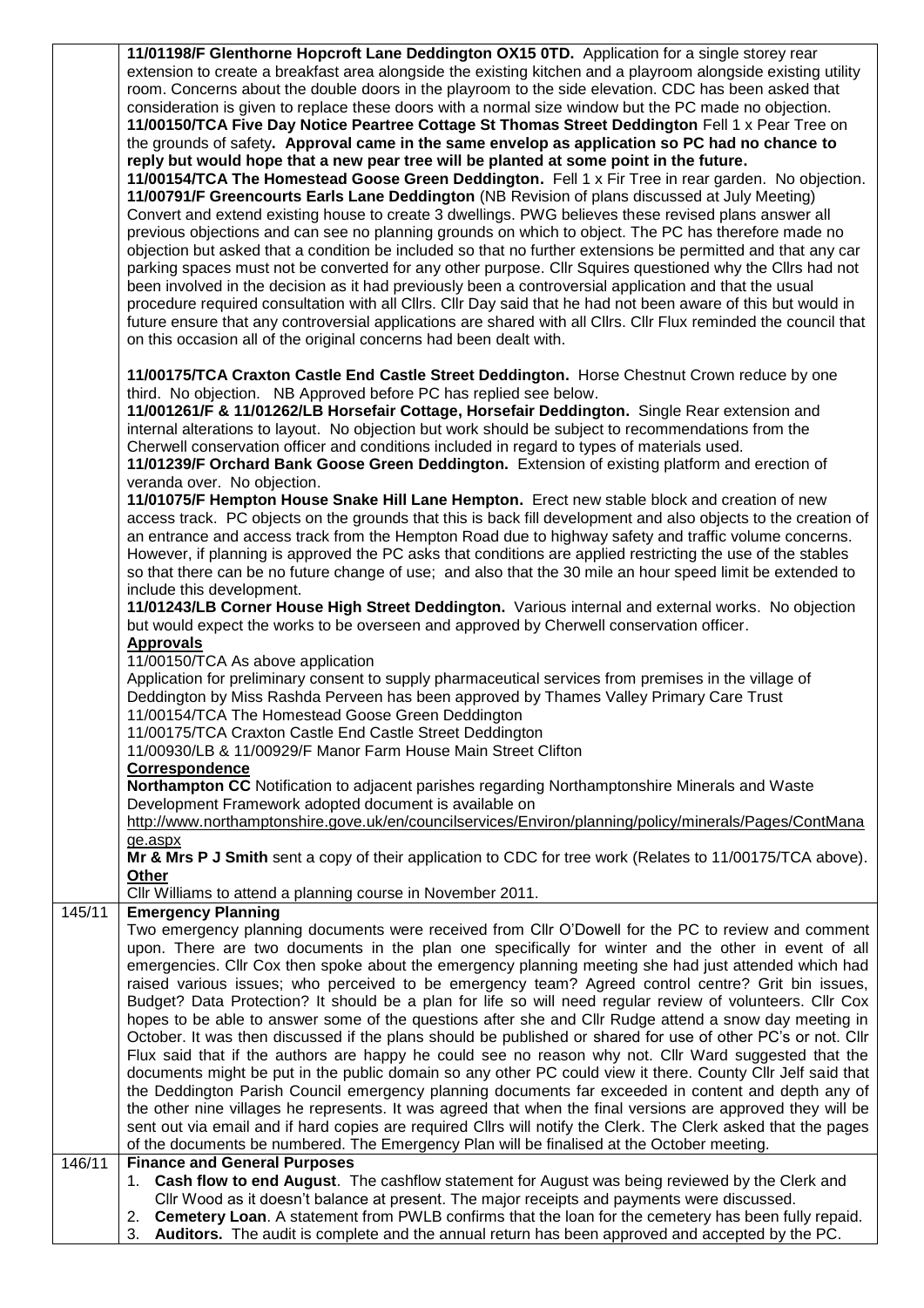|  |  |
|---|---|
|  | **11/01198/F Glenthorne Hopcroft Lane Deddington OX15 0TD.** Application for a single storey rear extension to create a breakfast area alongside the existing kitchen and a playroom alongside existing utility room. Concerns about the double doors in the playroom to the side elevation. CDC has been asked that consideration is given to replace these doors with a normal size window but the PC made no objection.<br>**11/00150/TCA Five Day Notice Peartree Cottage St Thomas Street Deddington** Fell 1 x Pear Tree on the grounds of safety**. Approval came in the same envelop as application so PC had no chance to reply but would hope that a new pear tree will be planted at some point in the future.**<br>**11/00154/TCA The Homestead Goose Green Deddington.** Fell 1 x Fir Tree in rear garden. No objection.<br>**11/00791/F Greencourts Earls Lane Deddington** (NB Revision of plans discussed at July Meeting) Convert and extend existing house to create 3 dwellings. PWG believes these revised plans answer all previous objections and can see no planning grounds on which to object. The PC has therefore made no objection but asked that a condition be included so that no further extensions be permitted and that any car parking spaces must not be converted for any other purpose. Cllr Squires questioned why the Cllrs had not been involved in the decision as it had previously been a controversial application and that the usual procedure required consultation with all Cllrs. Cllr Day said that he had not been aware of this but would in future ensure that any controversial applications are shared with all Cllrs. Cllr Flux reminded the council that on this occasion all of the original concerns had been dealt with.<br><br>**11/00175/TCA Craxton Castle End Castle Street Deddington.** Horse Chestnut Crown reduce by one third. No objection. NB Approved before PC has replied see below.<br>**11/001261/F & 11/01262/LB Horsefair Cottage, Horsefair Deddington.** Single Rear extension and internal alterations to layout. No objection but work should be subject to recommendations from the Cherwell conservation officer and conditions included in regard to types of materials used.<br>**11/01239/F Orchard Bank Goose Green Deddington.** Extension of existing platform and erection of veranda over. No objection.<br>**11/01075/F Hempton House Snake Hill Lane Hempton.** Erect new stable block and creation of new access track. PC objects on the grounds that this is back fill development and also objects to the creation of an entrance and access track from the Hempton Road due to highway safety and traffic volume concerns. However, if planning is approved the PC asks that conditions are applied restricting the use of the stables so that there can be no future change of use; and also that the 30 mile an hour speed limit be extended to include this development.<br>**11/01243/LB Corner House High Street Deddington.** Various internal and external works. No objection but would expect the works to be overseen and approved by Cherwell conservation officer.<br>**<u>Approvals</u>**<br>11/00150/TCA As above application<br>Application for preliminary consent to supply pharmaceutical services from premises in the village of Deddington by Miss Rashda Perveen has been approved by Thames Valley Primary Care Trust<br>11/00154/TCA The Homestead Goose Green Deddington<br>11/00175/TCA Craxton Castle End Castle Street Deddington<br>11/00930/LB & 11/00929/F Manor Farm House Main Street Clifton<br>**<u>Correspondence</u>**<br>**Northampton CC** Notification to adjacent parishes regarding Northamptonshire Minerals and Waste Development Framework adopted document is available on http://www.northamptonshire.gove.uk/en/councilservices/Environ/planning/policy/minerals/Pages/ContManage.aspx<br>**Mr & Mrs P J Smith** sent a copy of their application to CDC for tree work (Relates to 11/00175/TCA above).<br>**<u>Other</u>**<br>Cllr Williams to attend a planning course in November 2011. |
| 145/11 | **Emergency Planning**<br>Two emergency planning documents were received from Cllr O'Dowell for the PC to review and comment upon. There are two documents in the plan one specifically for winter and the other in event of all emergencies. Cllr Cox then spoke about the emergency planning meeting she had just attended which had raised various issues; who perceived to be emergency team? Agreed control centre? Grit bin issues, Budget? Data Protection? It should be a plan for life so will need regular review of volunteers. Cllr Cox hopes to be able to answer some of the questions after she and Cllr Rudge attend a snow day meeting in October. It was then discussed if the plans should be published or shared for use of other PC's or not. Cllr Flux said that if the authors are happy he could see no reason why not. Cllr Ward suggested that the documents might be put in the public domain so any other PC could view it there. County Cllr Jelf said that the Deddington Parish Council emergency planning documents far exceeded in content and depth any of the other nine villages he represents. It was agreed that when the final versions are approved they will be sent out via email and if hard copies are required Cllrs will notify the Clerk. The Clerk asked that the pages of the documents be numbered. The Emergency Plan will be finalised at the October meeting. |
| 146/11 | **Finance and General Purposes**<br>1. **Cash flow to end August**. The cashflow statement for August was being reviewed by the Clerk and Cllr Wood as it doesn't balance at present. The major receipts and payments were discussed.<br>2. **Cemetery Loan**. A statement from PWLB confirms that the loan for the cemetery has been fully repaid.<br>3. **Auditors.** The audit is complete and the annual return has been approved and accepted by the PC. |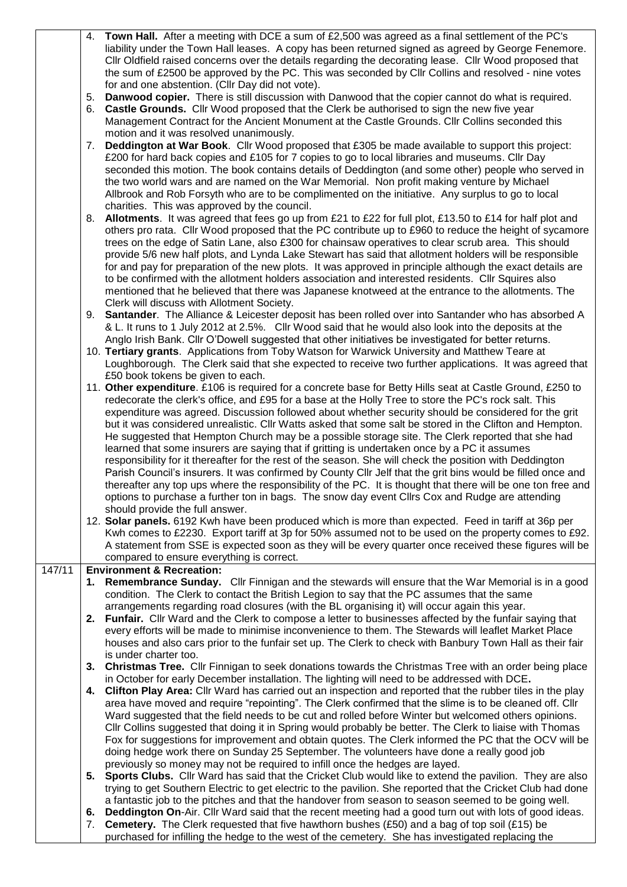| | |
|---|---|
| | 4. **Town Hall.** After a meeting with DCE a sum of £2,500 was agreed as a final settlement of the PC's liability under the Town Hall leases. A copy has been returned signed as agreed by George Fenemore. Cllr Oldfield raised concerns over the details regarding the decorating lease. Cllr Wood proposed that the sum of £2500 be approved by the PC. This was seconded by Cllr Collins and resolved - nine votes for and one abstention. (Cllr Day did not vote).<br>5. **Danwood copier.** There is still discussion with Danwood that the copier cannot do what is required.<br>6. **Castle Grounds.** Cllr Wood proposed that the Clerk be authorised to sign the new five year Management Contract for the Ancient Monument at the Castle Grounds. Cllr Collins seconded this motion and it was resolved unanimously.<br>7. **Deddington at War Book**. Cllr Wood proposed that £305 be made available to support this project: £200 for hard back copies and £105 for 7 copies to go to local libraries and museums. Cllr Day seconded this motion. The book contains details of Deddington (and some other) people who served in the two world wars and are named on the War Memorial. Non profit making venture by Michael Allbrook and Rob Forsyth who are to be complimented on the initiative. Any surplus to go to local charities. This was approved by the council.<br>8. **Allotments**. It was agreed that fees go up from £21 to £22 for full plot, £13.50 to £14 for half plot and others pro rata. Cllr Wood proposed that the PC contribute up to £960 to reduce the height of sycamore trees on the edge of Satin Lane, also £300 for chainsaw operatives to clear scrub area. This should provide 5/6 new half plots, and Lynda Lake Stewart has said that allotment holders will be responsible for and pay for preparation of the new plots. It was approved in principle although the exact details are to be confirmed with the allotment holders association and interested residents. Cllr Squires also mentioned that he believed that there was Japanese knotweed at the entrance to the allotments. The Clerk will discuss with Allotment Society.<br>9. **Santander**. The Alliance & Leicester deposit has been rolled over into Santander who has absorbed A & L. It runs to 1 July 2012 at 2.5%. Cllr Wood said that he would also look into the deposits at the Anglo Irish Bank. Cllr O'Dowell suggested that other initiatives be investigated for better returns.<br>10. **Tertiary grants**. Applications from Toby Watson for Warwick University and Matthew Teare at Loughborough. The Clerk said that she expected to receive two further applications. It was agreed that £50 book tokens be given to each.<br>11. **Other expenditure**. £106 is required for a concrete base for Betty Hills seat at Castle Ground, £250 to redecorate the clerk's office, and £95 for a base at the Holly Tree to store the PC's rock salt. This expenditure was agreed. Discussion followed about whether security should be considered for the grit but it was considered unrealistic. Cllr Watts asked that some salt be stored in the Clifton and Hempton. He suggested that Hempton Church may be a possible storage site. The Clerk reported that she had learned that some insurers are saying that if gritting is undertaken once by a PC it assumes responsibility for it thereafter for the rest of the season. She will check the position with Deddington Parish Council's insurers. It was confirmed by County Cllr Jelf that the grit bins would be filled once and thereafter any top ups where the responsibility of the PC. It is thought that there will be one ton free and options to purchase a further ton in bags. The snow day event Cllrs Cox and Rudge are attending should provide the full answer.<br>12. **Solar panels.** 6192 Kwh have been produced which is more than expected. Feed in tariff at 36p per Kwh comes to £2230. Export tariff at 3p for 50% assumed not to be used on the property comes to £92. A statement from SSE is expected soon as they will be every quarter once received these figures will be compared to ensure everything is correct. |
| 147/11 | **Environment & Recreation:**<br>1. **Remembrance Sunday.** Cllr Finnigan and the stewards will ensure that the War Memorial is in a good condition. The Clerk to contact the British Legion to say that the PC assumes that the same arrangements regarding road closures (with the BL organising it) will occur again this year.<br>2. **Funfair.** Cllr Ward and the Clerk to compose a letter to businesses affected by the funfair saying that every efforts will be made to minimise inconvenience to them. The Stewards will leaflet Market Place houses and also cars prior to the funfair set up. The Clerk to check with Banbury Town Hall as their fair is under charter too.<br>3. **Christmas Tree.** Cllr Finnigan to seek donations towards the Christmas Tree with an order being place in October for early December installation. The lighting will need to be addressed with DCE.<br>4. **Clifton Play Area:** Cllr Ward has carried out an inspection and reported that the rubber tiles in the play area have moved and require "repointing". The Clerk confirmed that the slime is to be cleaned off. Cllr Ward suggested that the field needs to be cut and rolled before Winter but welcomed others opinions. Cllr Collins suggested that doing it in Spring would probably be better. The Clerk to liaise with Thomas Fox for suggestions for improvement and obtain quotes. The Clerk informed the PC that the OCV will be doing hedge work there on Sunday 25 September. The volunteers have done a really good job previously so money may not be required to infill once the hedges are layed.<br>5. **Sports Clubs.** Cllr Ward has said that the Cricket Club would like to extend the pavilion. They are also trying to get Southern Electric to get electric to the pavilion. She reported that the Cricket Club had done a fantastic job to the pitches and that the handover from season to season seemed to be going well.<br>6. **Deddington On**-Air. Cllr Ward said that the recent meeting had a good turn out with lots of good ideas.<br>7. **Cemetery.** The Clerk requested that five hawthorn bushes (£50) and a bag of top soil (£15) be purchased for infilling the hedge to the west of the cemetery. She has investigated replacing the |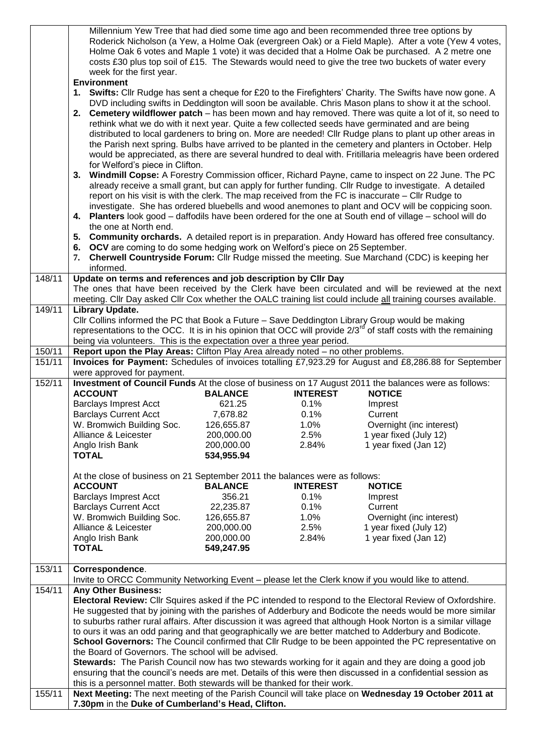| | |
|---|---|
| | Millennium Yew Tree that had died some time ago and been recommended three tree options by Roderick Nicholson (a Yew, a Holme Oak (evergreen Oak) or a Field Maple). After a vote (Yew 4 votes, Holme Oak 6 votes and Maple 1 vote) it was decided that a Holme Oak be purchased. A 2 metre one costs £30 plus top soil of £15. The Stewards would need to give the tree two buckets of water every week for the first year.<br>**Environment**<br>1. **Swifts:** Cllr Rudge has sent a cheque for £20 to the Firefighters' Charity. The Swifts have now gone. A DVD including swifts in Deddington will soon be available. Chris Mason plans to show it at the school.<br>2. **Cemetery wildflower patch** – has been mown and hay removed. There was quite a lot of it, so need to rethink what we do with it next year. Quite a few collected seeds have germinated and are being distributed to local gardeners to bring on. More are needed! Cllr Rudge plans to plant up other areas in the Parish next spring. Bulbs have arrived to be planted in the cemetery and planters in October. Help would be appreciated, as there are several hundred to deal with. Fritillaria meleagris have been ordered for Welford's piece in Clifton.<br>3. **Windmill Copse:** A Forestry Commission officer, Richard Payne, came to inspect on 22 June. The PC already receive a small grant, but can apply for further funding. Cllr Rudge to investigate. A detailed report on his visit is with the clerk. The map received from the FC is inaccurate – Cllr Rudge to investigate. She has ordered bluebells and wood anemones to plant and OCV will be coppicing soon.<br>4. **Planters** look good – daffodils have been ordered for the one at South end of village – school will do the one at North end.<br>5. **Community orchards.** A detailed report is in preparation. Andy Howard has offered free consultancy.<br>6. **OCV** are coming to do some hedging work on Welford's piece on 25 September.<br>7. **Cherwell Countryside Forum:** Cllr Rudge missed the meeting. Sue Marchand (CDC) is keeping her informed. |
| 148/11 | **Update on terms and references and job description by Cllr Day**<br>The ones that have been received by the Clerk have been circulated and will be reviewed at the next meeting. Cllr Day asked Cllr Cox whether the OALC training list could include all training courses available. |
| 149/11 | **Library Update.**<br>Cllr Collins informed the PC that Book a Future – Save Deddington Library Group would be making representations to the OCC. It is in his opinion that OCC will provide 2/3rd of staff costs with the remaining being via volunteers. This is the expectation over a three year period. |
| 150/11 | **Report upon the Play Areas:** Clifton Play Area already noted – no other problems. |
| 151/11 | **Invoices for Payment:** Schedules of invoices totalling £7,923.29 for August and £8,286.88 for September were approved for payment. |
| 152/11 | **Investment of Council Funds** At the close of business on 17 August 2011 the balances were as follows:<br>**ACCOUNT** / **BALANCE** / **INTEREST** / **NOTICE**<br>Barclays Imprest Acct / 621.25 / 0.1% / Imprest<br>Barclays Current Acct / 7,678.82 / 0.1% / Current<br>W. Bromwich Building Soc. / 126,655.87 / 1.0% / Overnight (inc interest)<br>Alliance & Leicester / 200,000.00 / 2.5% / 1 year fixed (July 12)<br>Anglo Irish Bank / 200,000.00 / 2.84% / 1 year fixed (Jan 12)<br>**TOTAL** / **534,955.94**<br><br>At the close of business on 21 September 2011 the balances were as follows:<br>**ACCOUNT** / **BALANCE** / **INTEREST** / **NOTICE**<br>Barclays Imprest Acct / 356.21 / 0.1% / Imprest<br>Barclays Current Acct / 22,235.87 / 0.1% / Current<br>W. Bromwich Building Soc. / 126,655.87 / 1.0% / Overnight (inc interest)<br>Alliance & Leicester / 200,000.00 / 2.5% / 1 year fixed (July 12)<br>Anglo Irish Bank / 200,000.00 / 2.84% / 1 year fixed (Jan 12)<br>**TOTAL** / **549,247.95** |
| 153/11 | **Correspondence**.<br>Invite to ORCC Community Networking Event – please let the Clerk know if you would like to attend. |
| 154/11 | **Any Other Business:**<br>**Electoral Review:** Cllr Squires asked if the PC intended to respond to the Electoral Review of Oxfordshire. He suggested that by joining with the parishes of Adderbury and Bodicote the needs would be more similar to suburbs rather rural affairs. After discussion it was agreed that although Hook Norton is a similar village to ours it was an odd paring and that geographically we are better matched to Adderbury and Bodicote.<br>**School Governors:** The Council confirmed that Cllr Rudge to be been appointed the PC representative on the Board of Governors. The school will be advised.<br>**Stewards:** The Parish Council now has two stewards working for it again and they are doing a good job ensuring that the council's needs are met. Details of this were then discussed in a confidential session as this is a personnel matter. Both stewards will be thanked for their work. |
| 155/11 | **Next Meeting:** The next meeting of the Parish Council will take place on **Wednesday 19 October 2011 at 7.30pm** in the **Duke of Cumberland's Head, Clifton.** |